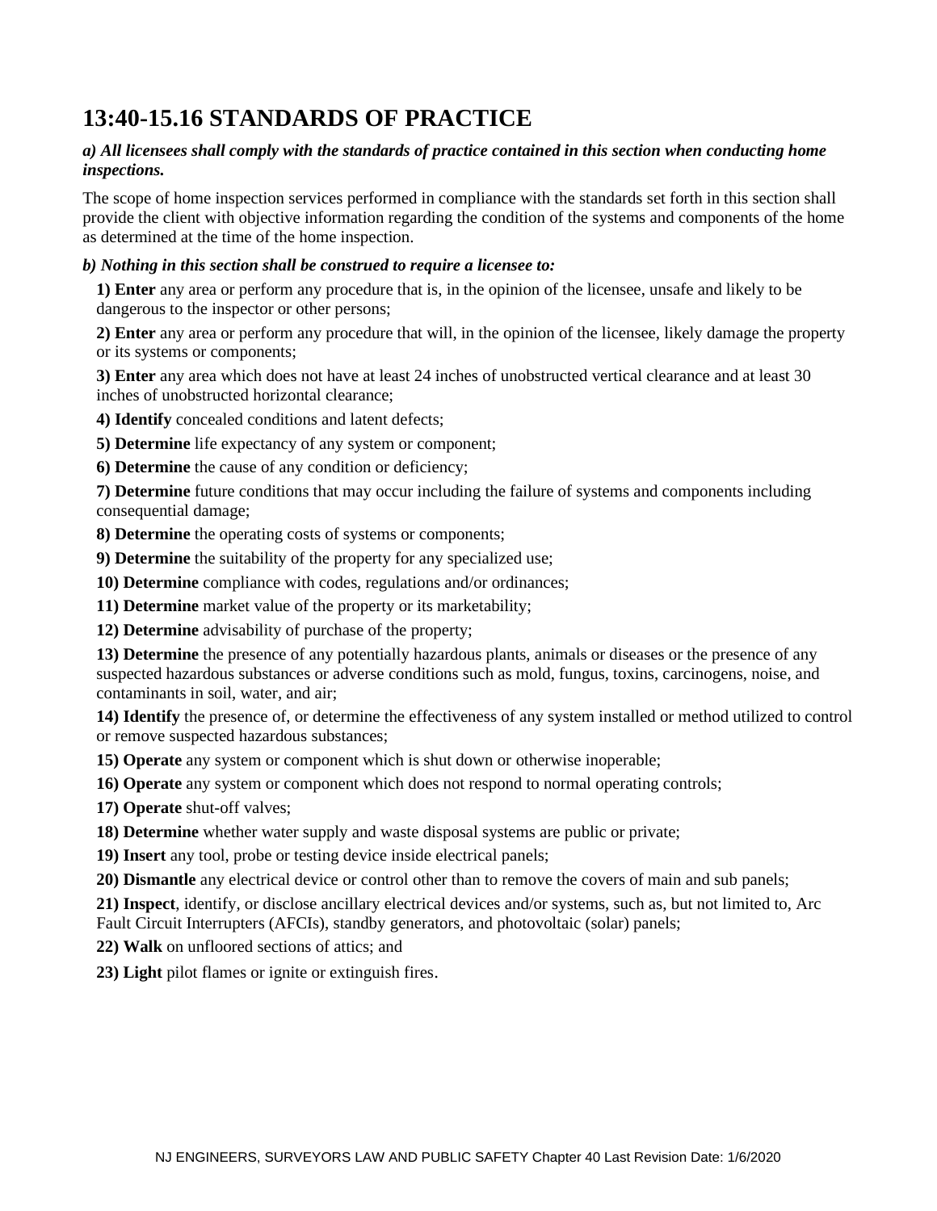# 13:40-15.16 STANDARDS OF PRACTICE

***a) All licensees shall comply with the standards of practice contained in this section when conducting home inspections.***

The scope of home inspection services performed in compliance with the standards set forth in this section shall provide the client with objective information regarding the condition of the systems and components of the home as determined at the time of the home inspection.

***b) Nothing in this section shall be construed to require a licensee to:***

**1) Enter** any area or perform any procedure that is, in the opinion of the licensee, unsafe and likely to be dangerous to the inspector or other persons;

**2) Enter** any area or perform any procedure that will, in the opinion of the licensee, likely damage the property or its systems or components;

**3) Enter** any area which does not have at least 24 inches of unobstructed vertical clearance and at least 30 inches of unobstructed horizontal clearance;

**4) Identify** concealed conditions and latent defects;

**5) Determine** life expectancy of any system or component;

**6) Determine** the cause of any condition or deficiency;

**7) Determine** future conditions that may occur including the failure of systems and components including consequential damage;

**8) Determine** the operating costs of systems or components;

**9) Determine** the suitability of the property for any specialized use;

**10) Determine** compliance with codes, regulations and/or ordinances;

**11) Determine** market value of the property or its marketability;

**12) Determine** advisability of purchase of the property;

**13) Determine** the presence of any potentially hazardous plants, animals or diseases or the presence of any suspected hazardous substances or adverse conditions such as mold, fungus, toxins, carcinogens, noise, and contaminants in soil, water, and air;

**14) Identify** the presence of, or determine the effectiveness of any system installed or method utilized to control or remove suspected hazardous substances;

**15) Operate** any system or component which is shut down or otherwise inoperable;

**16) Operate** any system or component which does not respond to normal operating controls;

**17) Operate** shut-off valves;

**18) Determine** whether water supply and waste disposal systems are public or private;

**19) Insert** any tool, probe or testing device inside electrical panels;

**20) Dismantle** any electrical device or control other than to remove the covers of main and sub panels;

**21) Inspect**, identify, or disclose ancillary electrical devices and/or systems, such as, but not limited to, Arc Fault Circuit Interrupters (AFCIs), standby generators, and photovoltaic (solar) panels;

**22) Walk** on unfloored sections of attics; and

**23) Light** pilot flames or ignite or extinguish fires.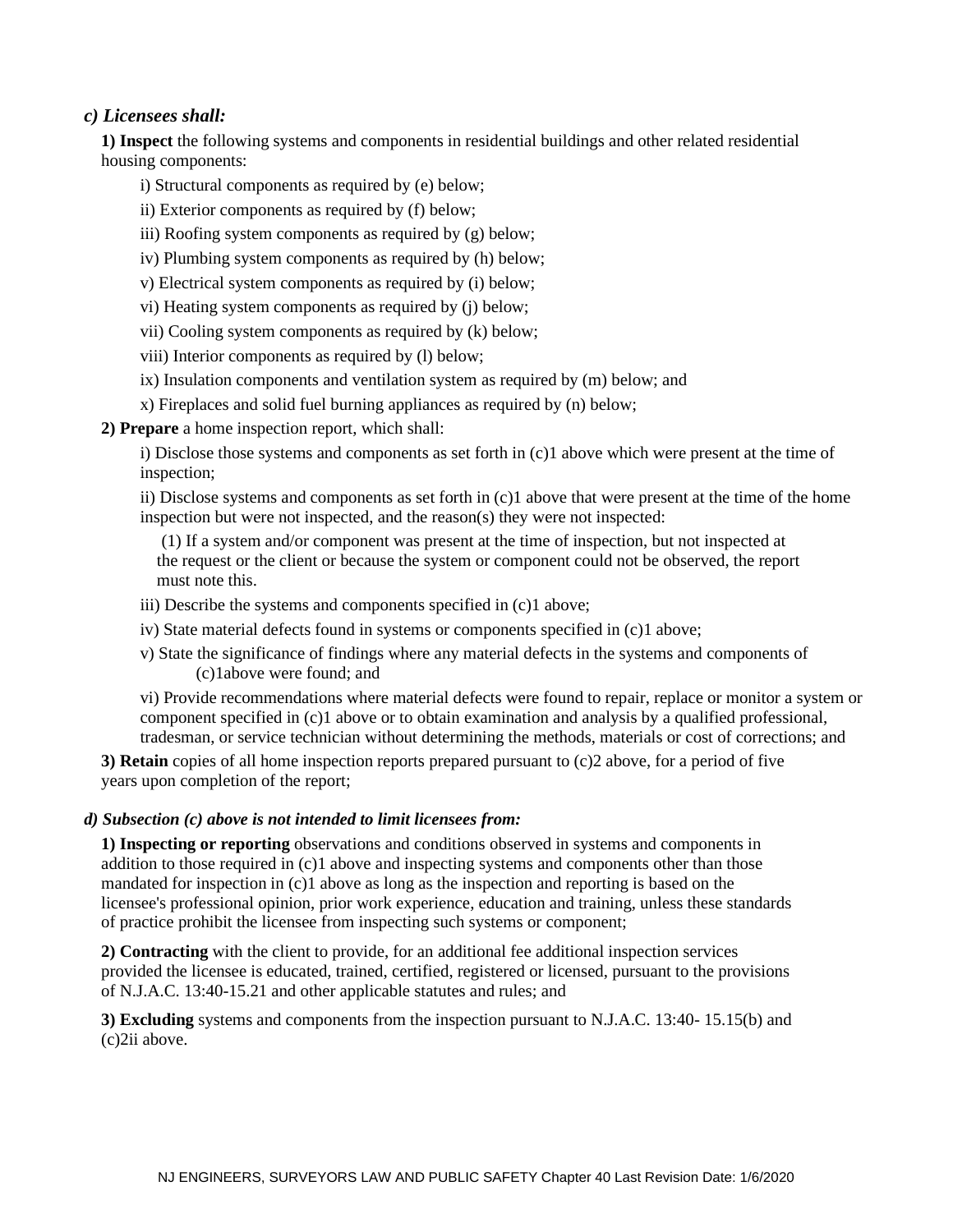***c) Licensees shall:***

**1) Inspect** the following systems and components in residential buildings and other related residential housing components:

i) Structural components as required by (e) below;

ii) Exterior components as required by (f) below;

iii) Roofing system components as required by (g) below;

iv) Plumbing system components as required by (h) below;

v) Electrical system components as required by (i) below;

vi) Heating system components as required by (j) below;

vii) Cooling system components as required by (k) below;

viii) Interior components as required by (l) below;

ix) Insulation components and ventilation system as required by (m) below; and

x) Fireplaces and solid fuel burning appliances as required by (n) below;

**2) Prepare** a home inspection report, which shall:

i) Disclose those systems and components as set forth in (c)1 above which were present at the time of inspection;

ii) Disclose systems and components as set forth in (c)1 above that were present at the time of the home inspection but were not inspected, and the reason(s) they were not inspected:

(1) If a system and/or component was present at the time of inspection, but not inspected at the request or the client or because the system or component could not be observed, the report must note this.

iii) Describe the systems and components specified in (c)1 above;

iv) State material defects found in systems or components specified in (c)1 above;

v) State the significance of findings where any material defects in the systems and components of (c)1above were found; and

vi) Provide recommendations where material defects were found to repair, replace or monitor a system or component specified in (c)1 above or to obtain examination and analysis by a qualified professional, tradesman, or service technician without determining the methods, materials or cost of corrections; and

**3) Retain** copies of all home inspection reports prepared pursuant to (c)2 above, for a period of five years upon completion of the report;

***d) Subsection (c) above is not intended to limit licensees from:***

**1) Inspecting or reporting** observations and conditions observed in systems and components in addition to those required in (c)1 above and inspecting systems and components other than those mandated for inspection in (c)1 above as long as the inspection and reporting is based on the licensee's professional opinion, prior work experience, education and training, unless these standards of practice prohibit the licensee from inspecting such systems or component;

**2) Contracting** with the client to provide, for an additional fee additional inspection services provided the licensee is educated, trained, certified, registered or licensed, pursuant to the provisions of N.J.A.C. 13:40-15.21 and other applicable statutes and rules; and

**3) Excluding** systems and components from the inspection pursuant to N.J.A.C. 13:40- 15.15(b) and (c)2ii above.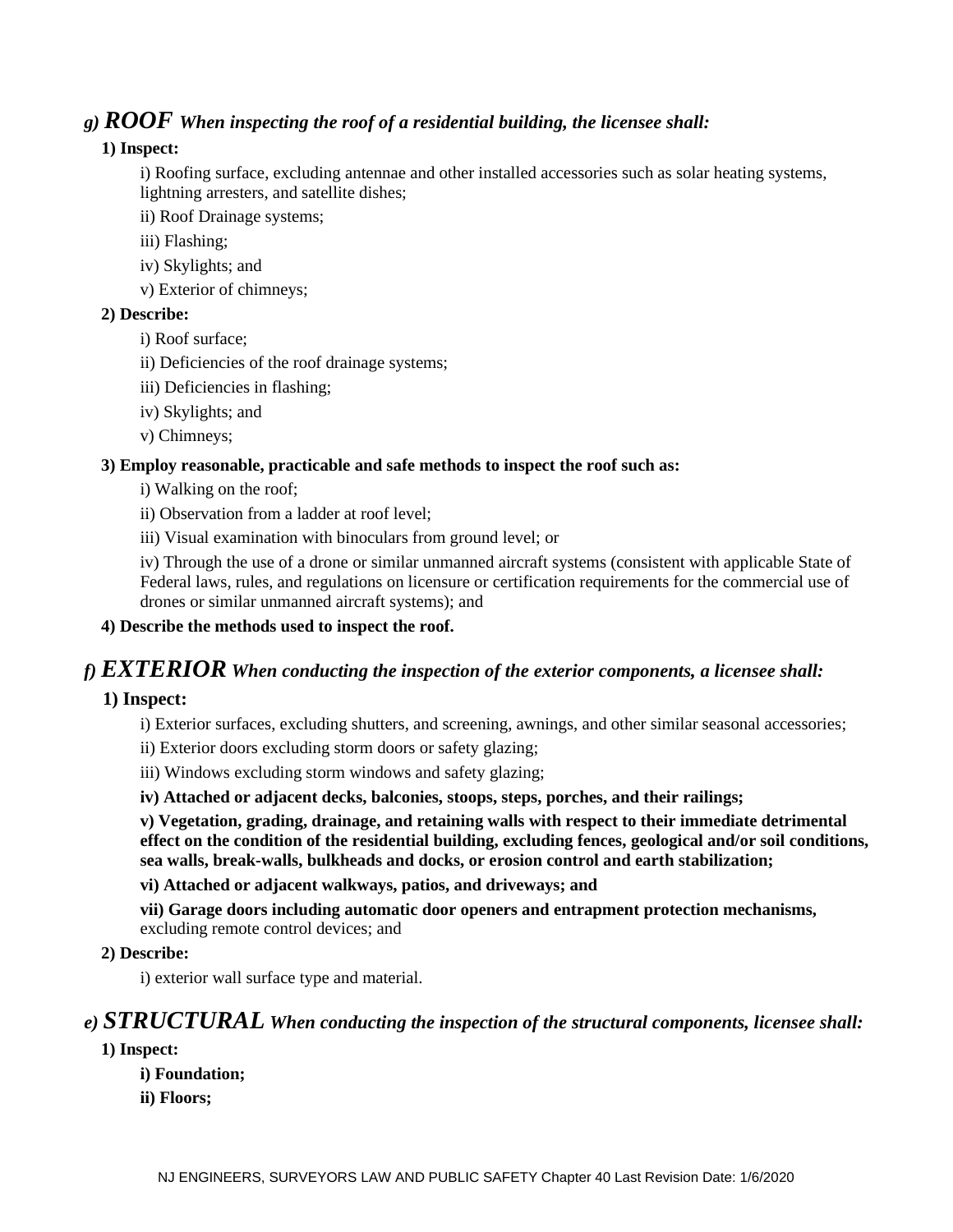### g) *ROOF* ***When inspecting the roof of a residential building, the licensee shall:***

**1) Inspect:**

i) Roofing surface, excluding antennae and other installed accessories such as solar heating systems, lightning arresters, and satellite dishes;

ii) Roof Drainage systems;

iii) Flashing;

iv) Skylights; and

v) Exterior of chimneys;

**2) Describe:**

i) Roof surface;

ii) Deficiencies of the roof drainage systems;

iii) Deficiencies in flashing;

iv) Skylights; and

v) Chimneys;

**3) Employ reasonable, practicable and safe methods to inspect the roof such as:**

i) Walking on the roof;

ii) Observation from a ladder at roof level;

iii) Visual examination with binoculars from ground level; or

iv) Through the use of a drone or similar unmanned aircraft systems (consistent with applicable State of Federal laws, rules, and regulations on licensure or certification requirements for the commercial use of drones or similar unmanned aircraft systems); and

**4) Describe the methods used to inspect the roof.**

### f) *EXTERIOR* ***When conducting the inspection of the exterior components, a licensee shall:***

**1) Inspect:**

i) Exterior surfaces, excluding shutters, and screening, awnings, and other similar seasonal accessories;

ii) Exterior doors excluding storm doors or safety glazing;

iii) Windows excluding storm windows and safety glazing;

**iv) Attached or adjacent decks, balconies, stoops, steps, porches, and their railings;**

**v) Vegetation, grading, drainage, and retaining walls with respect to their immediate detrimental effect on the condition of the residential building, excluding fences, geological and/or soil conditions, sea walls, break-walls, bulkheads and docks, or erosion control and earth stabilization;**

**vi) Attached or adjacent walkways, patios, and driveways; and**

**vii) Garage doors including automatic door openers and entrapment protection mechanisms,** excluding remote control devices; and

**2) Describe:**

i) exterior wall surface type and material.

### e) *STRUCTURAL* ***When conducting the inspection of the structural components, licensee shall:***

**1) Inspect:**

**i) Foundation;**

**ii) Floors;**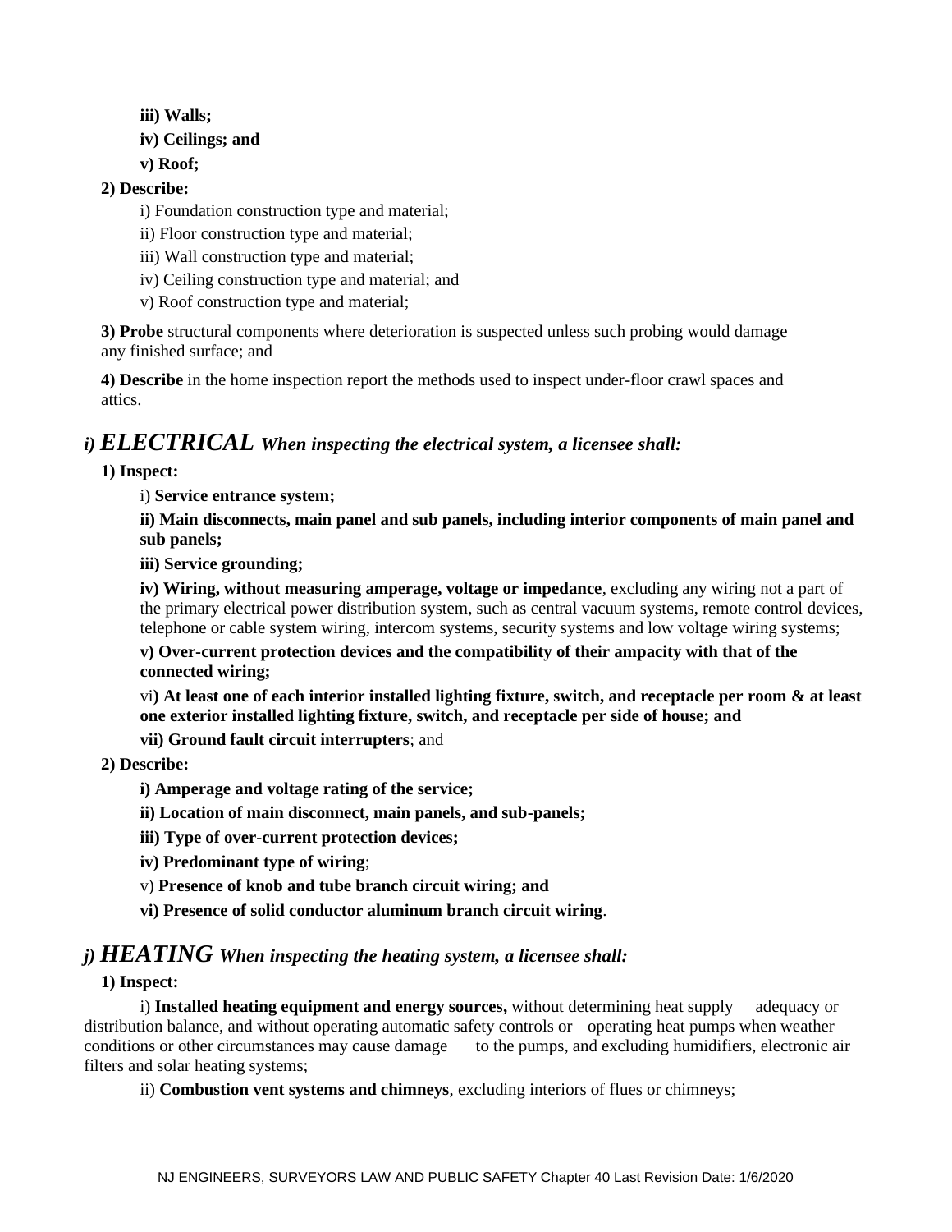**iii) Walls;**

**iv) Ceilings; and**

**v) Roof;**

**2) Describe:**

i) Foundation construction type and material;

ii) Floor construction type and material;

iii) Wall construction type and material;

iv) Ceiling construction type and material; and

v) Roof construction type and material;

**3) Probe** structural components where deterioration is suspected unless such probing would damage any finished surface; and

**4) Describe** in the home inspection report the methods used to inspect under-floor crawl spaces and attics.

## *i) ELECTRICAL When inspecting the electrical system, a licensee shall:*

**1) Inspect:**

i) **Service entrance system;**

**ii) Main disconnects, main panel and sub panels, including interior components of main panel and sub panels;**

**iii) Service grounding;**

**iv) Wiring, without measuring amperage, voltage or impedance**, excluding any wiring not a part of the primary electrical power distribution system, such as central vacuum systems, remote control devices, telephone or cable system wiring, intercom systems, security systems and low voltage wiring systems;

**v) Over-current protection devices and the compatibility of their ampacity with that of the connected wiring;**

vi**) At least one of each interior installed lighting fixture, switch, and receptacle per room & at least one exterior installed lighting fixture, switch, and receptacle per side of house; and**

**vii) Ground fault circuit interrupters**; and

**2) Describe:**

**i) Amperage and voltage rating of the service;**

**ii) Location of main disconnect, main panels, and sub-panels;**

**iii) Type of over-current protection devices;**

**iv) Predominant type of wiring**;

v) **Presence of knob and tube branch circuit wiring; and**

**vi) Presence of solid conductor aluminum branch circuit wiring**.

## *j) HEATING When inspecting the heating system, a licensee shall:*

**1) Inspect:**

i) **Installed heating equipment and energy sources,** without determining heat supply adequacy or distribution balance, and without operating automatic safety controls or operating heat pumps when weather conditions or other circumstances may cause damage to the pumps, and excluding humidifiers, electronic air filters and solar heating systems;

ii) **Combustion vent systems and chimneys**, excluding interiors of flues or chimneys;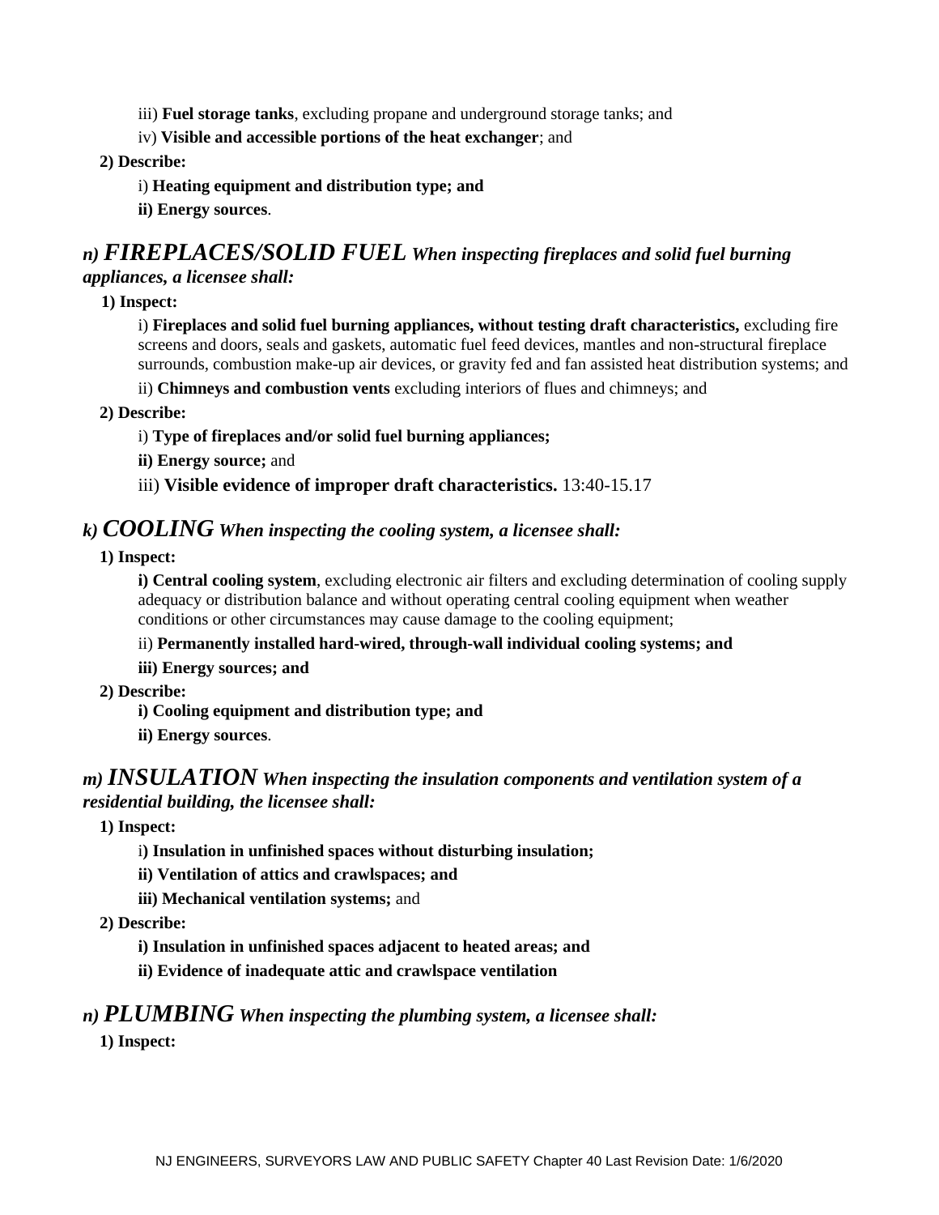iii) **Fuel storage tanks**, excluding propane and underground storage tanks; and

iv) **Visible and accessible portions of the heat exchanger**; and

**2) Describe:**

i) **Heating equipment and distribution type; and**

**ii) Energy sources**.

### *n) FIREPLACES/SOLID FUEL When inspecting fireplaces and solid fuel burning appliances, a licensee shall:*

**1) Inspect:**

i) **Fireplaces and solid fuel burning appliances, without testing draft characteristics,** excluding fire screens and doors, seals and gaskets, automatic fuel feed devices, mantles and non-structural fireplace surrounds, combustion make-up air devices, or gravity fed and fan assisted heat distribution systems; and

ii) **Chimneys and combustion vents** excluding interiors of flues and chimneys; and

**2) Describe:**

i) **Type of fireplaces and/or solid fuel burning appliances;**

**ii) Energy source;** and

iii) **Visible evidence of improper draft characteristics.** 13:40-15.17

### *k) COOLING When inspecting the cooling system, a licensee shall:*

**1) Inspect:**

**i) Central cooling system**, excluding electronic air filters and excluding determination of cooling supply adequacy or distribution balance and without operating central cooling equipment when weather conditions or other circumstances may cause damage to the cooling equipment;

ii) **Permanently installed hard-wired, through-wall individual cooling systems; and**

**iii) Energy sources; and**

**2) Describe:**

**i) Cooling equipment and distribution type; and**

**ii) Energy sources**.

### *m) INSULATION When inspecting the insulation components and ventilation system of a residential building, the licensee shall:*

**1) Inspect:**

i**) Insulation in unfinished spaces without disturbing insulation;**

**ii) Ventilation of attics and crawlspaces; and**

**iii) Mechanical ventilation systems;** and

**2) Describe:**

**i) Insulation in unfinished spaces adjacent to heated areas; and**

**ii) Evidence of inadequate attic and crawlspace ventilation**

### *n) PLUMBING When inspecting the plumbing system, a licensee shall:*

**1) Inspect:**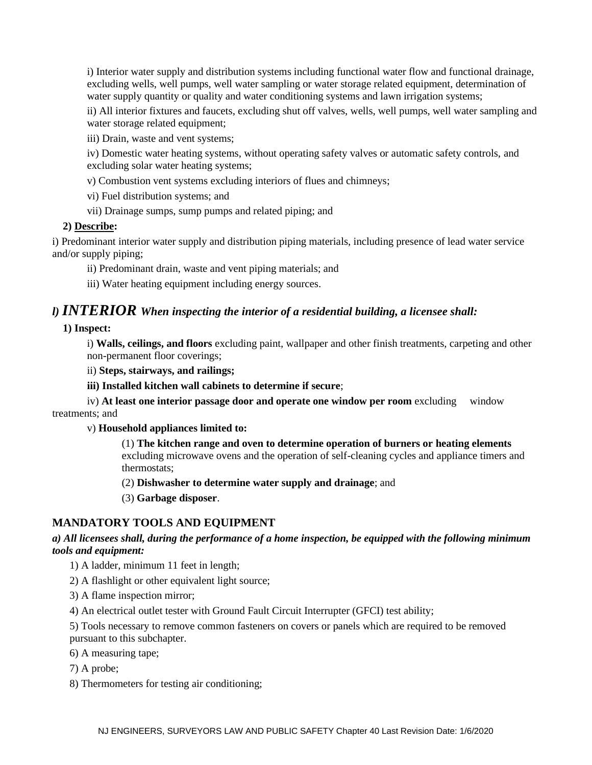i) Interior water supply and distribution systems including functional water flow and functional drainage, excluding wells, well pumps, well water sampling or water storage related equipment, determination of water supply quantity or quality and water conditioning systems and lawn irrigation systems;

ii) All interior fixtures and faucets, excluding shut off valves, wells, well pumps, well water sampling and water storage related equipment;

iii) Drain, waste and vent systems;

iv) Domestic water heating systems, without operating safety valves or automatic safety controls, and excluding solar water heating systems;

v) Combustion vent systems excluding interiors of flues and chimneys;

vi) Fuel distribution systems; and

vii) Drainage sumps, sump pumps and related piping; and

**2) Describe:**

i) Predominant interior water supply and distribution piping materials, including presence of lead water service and/or supply piping;

ii) Predominant drain, waste and vent piping materials; and

iii) Water heating equipment including energy sources.

## *l) INTERIOR When inspecting the interior of a residential building, a licensee shall:*

**1) Inspect:**

i) **Walls, ceilings, and floors** excluding paint, wallpaper and other finish treatments, carpeting and other non-permanent floor coverings;

ii) **Steps, stairways, and railings;**

**iii) Installed kitchen wall cabinets to determine if secure**;

iv) **At least one interior passage door and operate one window per room** excluding window treatments; and

v) **Household appliances limited to:**

(1) **The kitchen range and oven to determine operation of burners or heating elements** excluding microwave ovens and the operation of self-cleaning cycles and appliance timers and thermostats;

(2) **Dishwasher to determine water supply and drainage**; and

(3) **Garbage disposer**.

## MANDATORY TOOLS AND EQUIPMENT

***a) All licensees shall, during the performance of a home inspection, be equipped with the following minimum tools and equipment:***

1) A ladder, minimum 11 feet in length;

2) A flashlight or other equivalent light source;

3) A flame inspection mirror;

4) An electrical outlet tester with Ground Fault Circuit Interrupter (GFCI) test ability;

5) Tools necessary to remove common fasteners on covers or panels which are required to be removed pursuant to this subchapter.

6) A measuring tape;

7) A probe;

8) Thermometers for testing air conditioning;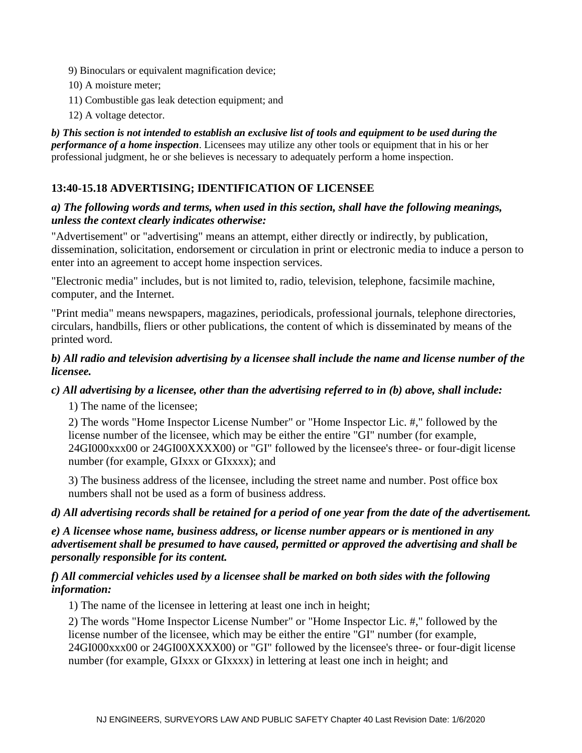9) Binoculars or equivalent magnification device;

10) A moisture meter;

11) Combustible gas leak detection equipment; and

12) A voltage detector.

***b) This section is not intended to establish an exclusive list of tools and equipment to be used during the performance of a home inspection***. Licensees may utilize any other tools or equipment that in his or her professional judgment, he or she believes is necessary to adequately perform a home inspection.

### 13:40-15.18 ADVERTISING; IDENTIFICATION OF LICENSEE

***a) The following words and terms, when used in this section, shall have the following meanings, unless the context clearly indicates otherwise:***

"Advertisement" or "advertising" means an attempt, either directly or indirectly, by publication, dissemination, solicitation, endorsement or circulation in print or electronic media to induce a person to enter into an agreement to accept home inspection services.

"Electronic media" includes, but is not limited to, radio, television, telephone, facsimile machine, computer, and the Internet.

"Print media" means newspapers, magazines, periodicals, professional journals, telephone directories, circulars, handbills, fliers or other publications, the content of which is disseminated by means of the printed word.

***b) All radio and television advertising by a licensee shall include the name and license number of the licensee.***

***c) All advertising by a licensee, other than the advertising referred to in (b) above, shall include:***

1) The name of the licensee;

2) The words "Home Inspector License Number" or "Home Inspector Lic. #," followed by the license number of the licensee, which may be either the entire "GI" number (for example, 24GI000xxx00 or 24GI00XXXX00) or "GI" followed by the licensee's three- or four-digit license number (for example, GIxxx or GIxxxx); and

3) The business address of the licensee, including the street name and number. Post office box numbers shall not be used as a form of business address.

***d) All advertising records shall be retained for a period of one year from the date of the advertisement.***

***e) A licensee whose name, business address, or license number appears or is mentioned in any advertisement shall be presumed to have caused, permitted or approved the advertising and shall be personally responsible for its content.***

***f) All commercial vehicles used by a licensee shall be marked on both sides with the following information:***

1) The name of the licensee in lettering at least one inch in height;

2) The words "Home Inspector License Number" or "Home Inspector Lic. #," followed by the license number of the licensee, which may be either the entire "GI" number (for example, 24GI000xxx00 or 24GI00XXXX00) or "GI" followed by the licensee's three- or four-digit license number (for example, GIxxx or GIxxxx) in lettering at least one inch in height; and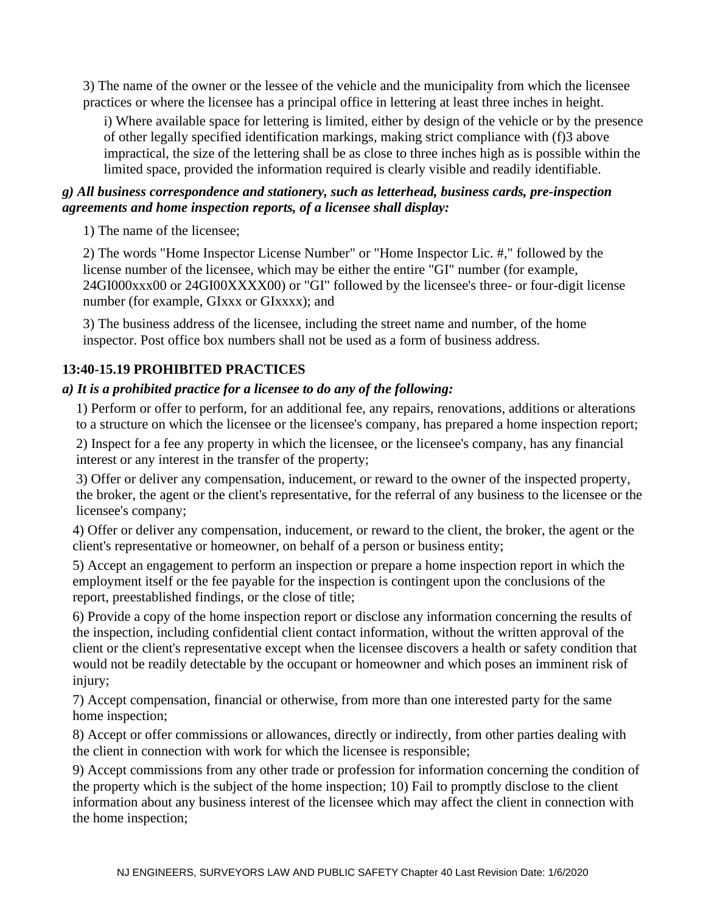3) The name of the owner or the lessee of the vehicle and the municipality from which the licensee practices or where the licensee has a principal office in lettering at least three inches in height.

i) Where available space for lettering is limited, either by design of the vehicle or by the presence of other legally specified identification markings, making strict compliance with (f)3 above impractical, the size of the lettering shall be as close to three inches high as is possible within the limited space, provided the information required is clearly visible and readily identifiable.

***g) All business correspondence and stationery, such as letterhead, business cards, pre-inspection agreements and home inspection reports, of a licensee shall display:***

1) The name of the licensee;

2) The words "Home Inspector License Number" or "Home Inspector Lic. #," followed by the license number of the licensee, which may be either the entire "GI" number (for example, 24GI000xxx00 or 24GI00XXXX00) or "GI" followed by the licensee's three- or four-digit license number (for example, GIxxx or GIxxxx); and

3) The business address of the licensee, including the street name and number, of the home inspector. Post office box numbers shall not be used as a form of business address.

**13:40-15.19 PROHIBITED PRACTICES**

***a) It is a prohibited practice for a licensee to do any of the following:***

1) Perform or offer to perform, for an additional fee, any repairs, renovations, additions or alterations to a structure on which the licensee or the licensee's company, has prepared a home inspection report;

2) Inspect for a fee any property in which the licensee, or the licensee's company, has any financial interest or any interest in the transfer of the property;

3) Offer or deliver any compensation, inducement, or reward to the owner of the inspected property, the broker, the agent or the client's representative, for the referral of any business to the licensee or the licensee's company;

4) Offer or deliver any compensation, inducement, or reward to the client, the broker, the agent or the client's representative or homeowner, on behalf of a person or business entity;

5) Accept an engagement to perform an inspection or prepare a home inspection report in which the employment itself or the fee payable for the inspection is contingent upon the conclusions of the report, preestablished findings, or the close of title;

6) Provide a copy of the home inspection report or disclose any information concerning the results of the inspection, including confidential client contact information, without the written approval of the client or the client's representative except when the licensee discovers a health or safety condition that would not be readily detectable by the occupant or homeowner and which poses an imminent risk of injury;

7) Accept compensation, financial or otherwise, from more than one interested party for the same home inspection;

8) Accept or offer commissions or allowances, directly or indirectly, from other parties dealing with the client in connection with work for which the licensee is responsible;

9) Accept commissions from any other trade or profession for information concerning the condition of the property which is the subject of the home inspection; 10) Fail to promptly disclose to the client information about any business interest of the licensee which may affect the client in connection with the home inspection;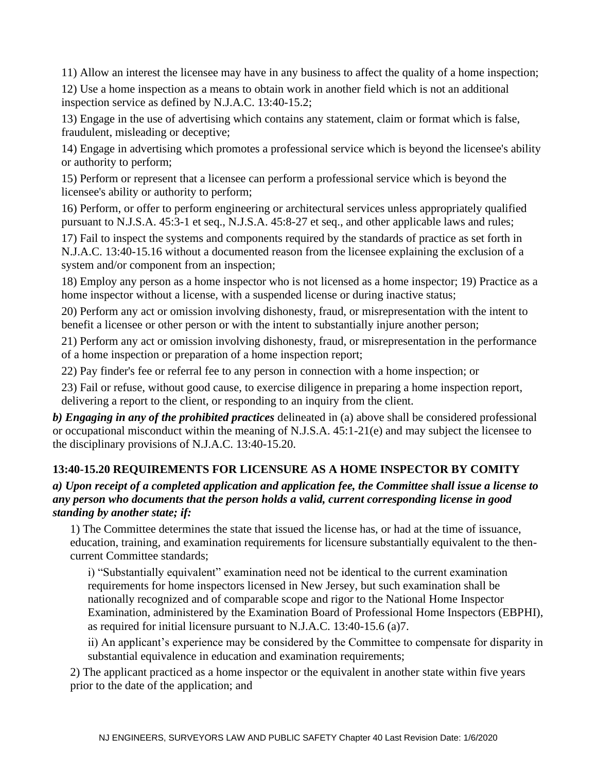11) Allow an interest the licensee may have in any business to affect the quality of a home inspection;

12) Use a home inspection as a means to obtain work in another field which is not an additional inspection service as defined by N.J.A.C. 13:40-15.2;

13) Engage in the use of advertising which contains any statement, claim or format which is false, fraudulent, misleading or deceptive;

14) Engage in advertising which promotes a professional service which is beyond the licensee's ability or authority to perform;

15) Perform or represent that a licensee can perform a professional service which is beyond the licensee's ability or authority to perform;

16) Perform, or offer to perform engineering or architectural services unless appropriately qualified pursuant to N.J.S.A. 45:3-1 et seq., N.J.S.A. 45:8-27 et seq., and other applicable laws and rules;

17) Fail to inspect the systems and components required by the standards of practice as set forth in N.J.A.C. 13:40-15.16 without a documented reason from the licensee explaining the exclusion of a system and/or component from an inspection;

18) Employ any person as a home inspector who is not licensed as a home inspector; 19) Practice as a home inspector without a license, with a suspended license or during inactive status;

20) Perform any act or omission involving dishonesty, fraud, or misrepresentation with the intent to benefit a licensee or other person or with the intent to substantially injure another person;

21) Perform any act or omission involving dishonesty, fraud, or misrepresentation in the performance of a home inspection or preparation of a home inspection report;

22) Pay finder's fee or referral fee to any person in connection with a home inspection; or

23) Fail or refuse, without good cause, to exercise diligence in preparing a home inspection report, delivering a report to the client, or responding to an inquiry from the client.

***b) Engaging in any of the prohibited practices*** delineated in (a) above shall be considered professional or occupational misconduct within the meaning of N.J.S.A. 45:1-21(e) and may subject the licensee to the disciplinary provisions of N.J.A.C. 13:40-15.20.

### 13:40-15.20 REQUIREMENTS FOR LICENSURE AS A HOME INSPECTOR BY COMITY

***a) Upon receipt of a completed application and application fee, the Committee shall issue a license to any person who documents that the person holds a valid, current corresponding license in good standing by another state; if:***

1) The Committee determines the state that issued the license has, or had at the time of issuance, education, training, and examination requirements for licensure substantially equivalent to the then-current Committee standards;

i) "Substantially equivalent" examination need not be identical to the current examination requirements for home inspectors licensed in New Jersey, but such examination shall be nationally recognized and of comparable scope and rigor to the National Home Inspector Examination, administered by the Examination Board of Professional Home Inspectors (EBPHI), as required for initial licensure pursuant to N.J.A.C. 13:40-15.6 (a)7.

ii) An applicant's experience may be considered by the Committee to compensate for disparity in substantial equivalence in education and examination requirements;

2) The applicant practiced as a home inspector or the equivalent in another state within five years prior to the date of the application; and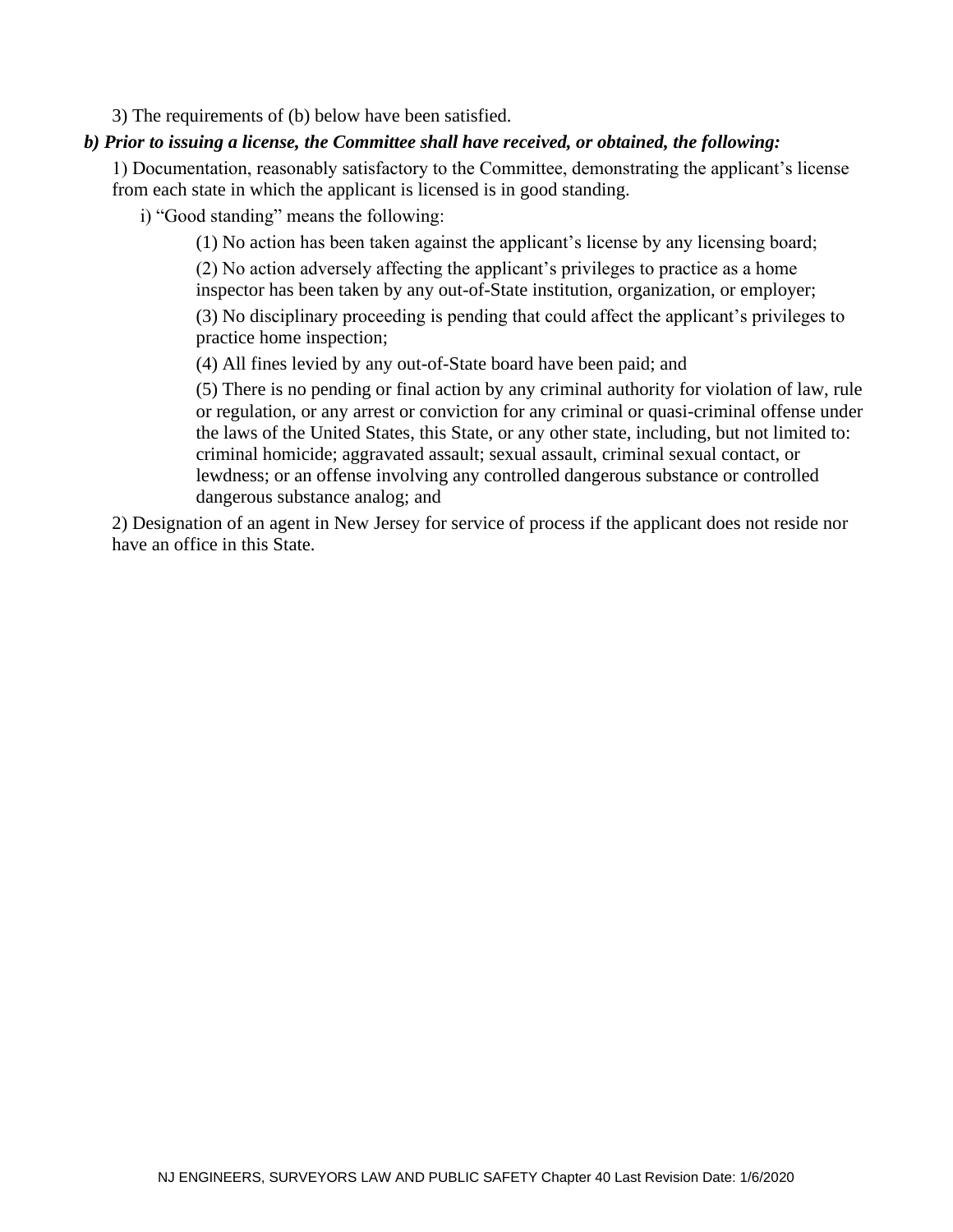3) The requirements of (b) below have been satisfied.

***b) Prior to issuing a license, the Committee shall have received, or obtained, the following:***

1) Documentation, reasonably satisfactory to the Committee, demonstrating the applicant's license from each state in which the applicant is licensed is in good standing.

i) "Good standing" means the following:

(1) No action has been taken against the applicant's license by any licensing board;

(2) No action adversely affecting the applicant's privileges to practice as a home inspector has been taken by any out-of-State institution, organization, or employer;

(3) No disciplinary proceeding is pending that could affect the applicant's privileges to practice home inspection;

(4) All fines levied by any out-of-State board have been paid; and

(5) There is no pending or final action by any criminal authority for violation of law, rule or regulation, or any arrest or conviction for any criminal or quasi-criminal offense under the laws of the United States, this State, or any other state, including, but not limited to: criminal homicide; aggravated assault; sexual assault, criminal sexual contact, or lewdness; or an offense involving any controlled dangerous substance or controlled dangerous substance analog; and

2) Designation of an agent in New Jersey for service of process if the applicant does not reside nor have an office in this State.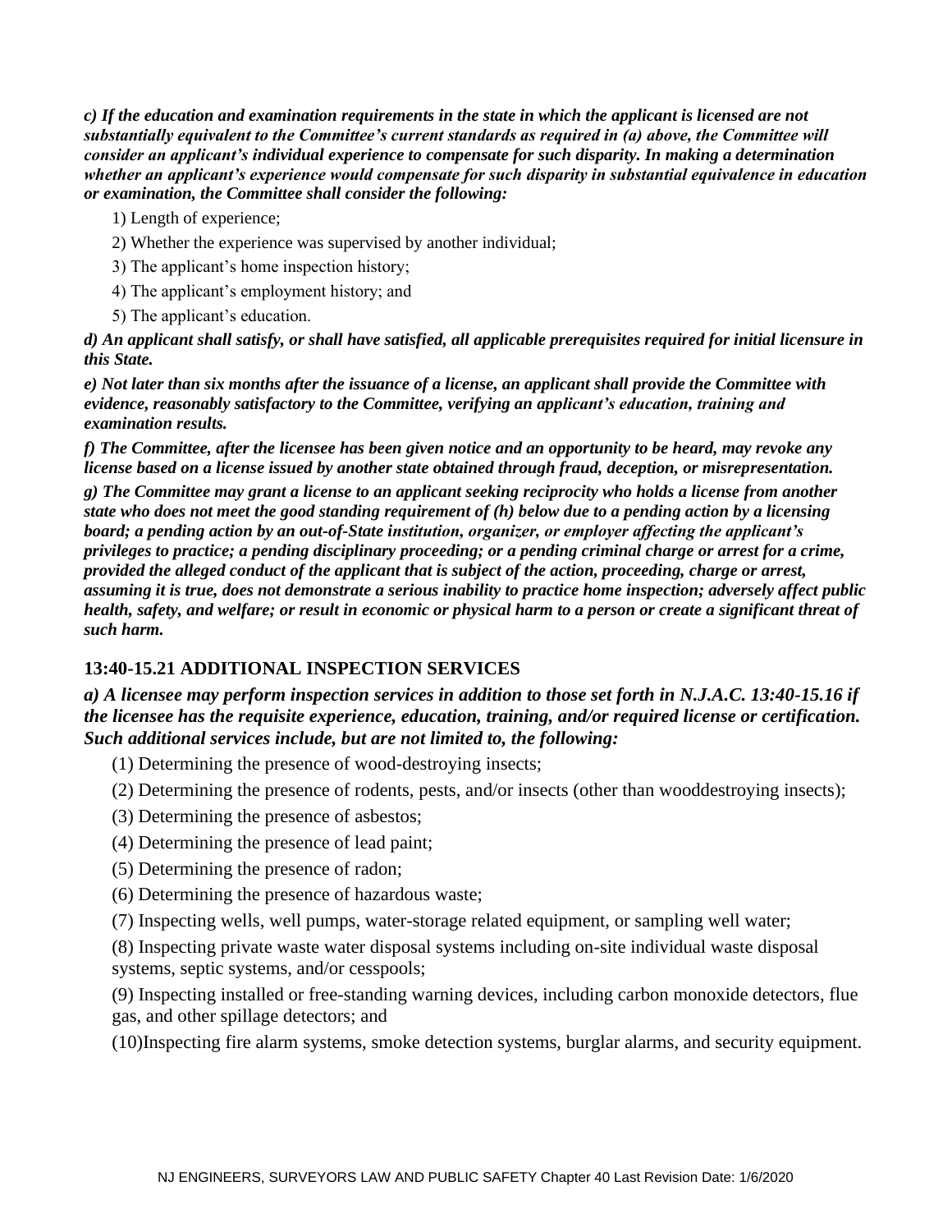***c) If the education and examination requirements in the state in which the applicant is licensed are not substantially equivalent to the Committee's current standards as required in (a) above, the Committee will consider an applicant's individual experience to compensate for such disparity. In making a determination whether an applicant's experience would compensate for such disparity in substantial equivalence in education or examination, the Committee shall consider the following:***

1) Length of experience;
2) Whether the experience was supervised by another individual;
3) The applicant's home inspection history;
4) The applicant's employment history; and
5) The applicant's education.

***d) An applicant shall satisfy, or shall have satisfied, all applicable prerequisites required for initial licensure in this State.***

***e) Not later than six months after the issuance of a license, an applicant shall provide the Committee with evidence, reasonably satisfactory to the Committee, verifying an applicant's education, training and examination results.***

***f) The Committee, after the licensee has been given notice and an opportunity to be heard, may revoke any license based on a license issued by another state obtained through fraud, deception, or misrepresentation.***

***g) The Committee may grant a license to an applicant seeking reciprocity who holds a license from another state who does not meet the good standing requirement of (h) below due to a pending action by a licensing board; a pending action by an out-of-State institution, organizer, or employer affecting the applicant's privileges to practice; a pending disciplinary proceeding; or a pending criminal charge or arrest for a crime, provided the alleged conduct of the applicant that is subject of the action, proceeding, charge or arrest, assuming it is true, does not demonstrate a serious inability to practice home inspection; adversely affect public health, safety, and welfare; or result in economic or physical harm to a person or create a significant threat of such harm.***

## 13:40-15.21 ADDITIONAL INSPECTION SERVICES

***a) A licensee may perform inspection services in addition to those set forth in N.J.A.C. 13:40-15.16 if the licensee has the requisite experience, education, training, and/or required license or certification. Such additional services include, but are not limited to, the following:***

(1) Determining the presence of wood-destroying insects;

(2) Determining the presence of rodents, pests, and/or insects (other than wooddestroying insects);

(3) Determining the presence of asbestos;

(4) Determining the presence of lead paint;

(5) Determining the presence of radon;

(6) Determining the presence of hazardous waste;

(7) Inspecting wells, well pumps, water-storage related equipment, or sampling well water;

(8) Inspecting private waste water disposal systems including on-site individual waste disposal systems, septic systems, and/or cesspools;

(9) Inspecting installed or free-standing warning devices, including carbon monoxide detectors, flue gas, and other spillage detectors; and

(10)Inspecting fire alarm systems, smoke detection systems, burglar alarms, and security equipment.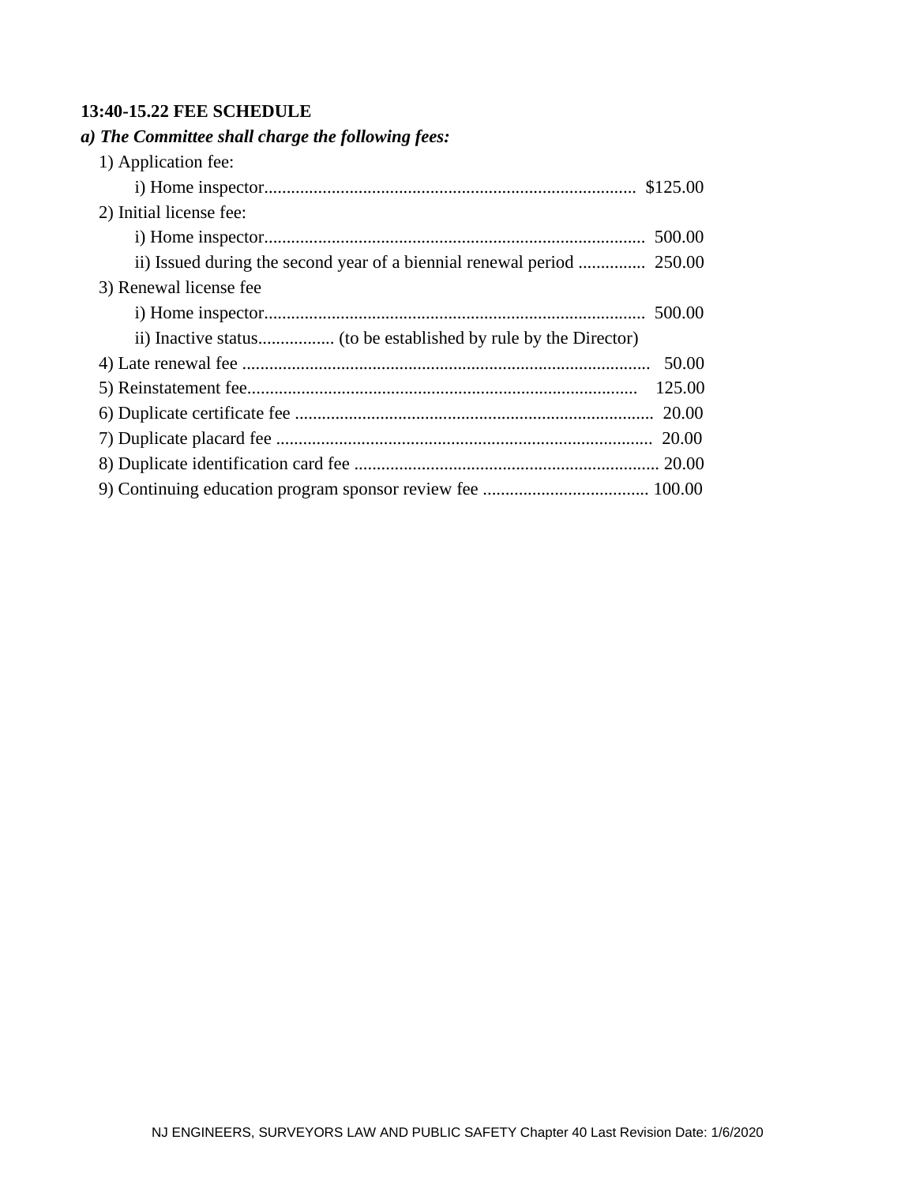**13:40-15.22 FEE SCHEDULE**

***a) The Committee shall charge the following fees:***

1) Application fee:
    i) Home inspector................................................................................... $125.00
2) Initial license fee:
    i) Home inspector..................................................................................... 500.00
    ii) Issued during the second year of a biennial renewal period ............... 250.00
3) Renewal license fee
    i) Home inspector..................................................................................... 500.00
    ii) Inactive status................. (to be established by rule by the Director)
4) Late renewal fee ........................................................................................... 50.00
5) Reinstatement fee....................................................................................... 125.00
6) Duplicate certificate fee ................................................................................ 20.00
7) Duplicate placard fee .................................................................................... 20.00
8) Duplicate identification card fee .................................................................... 20.00
9) Continuing education program sponsor review fee ..................................... 100.00